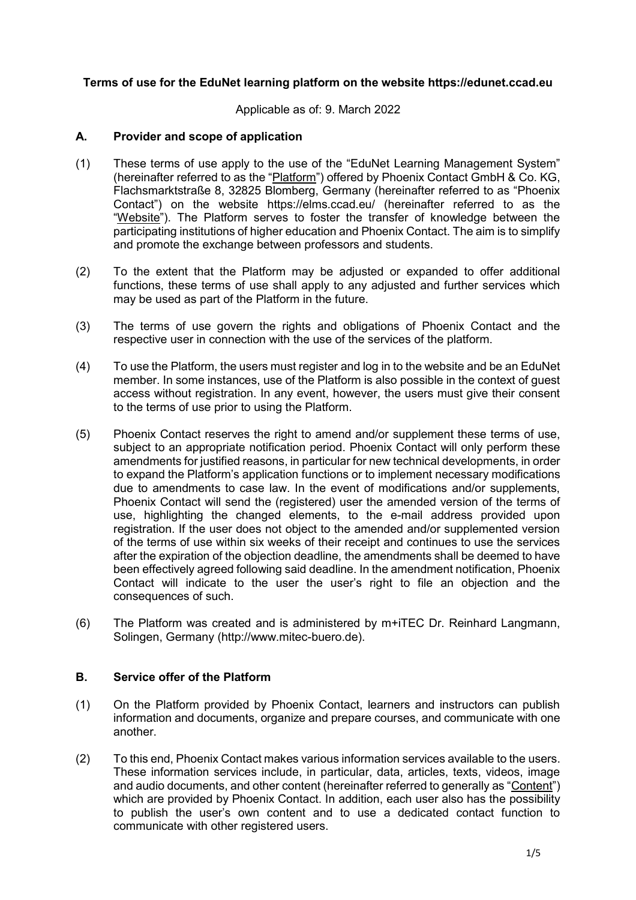**Terms of use for the EduNet learning platform on the website https://edunet.ccad.eu**

Applicable as of: 9. March 2022

## A. Provider and scope of application

(1) These terms of use apply to the use of the "EduNet Learning Management System" (hereinafter referred to as the "Platform") offered by Phoenix Contact GmbH & Co. KG, Flachsmarktstraße 8, 32825 Blomberg, Germany (hereinafter referred to as "Phoenix Contact") on the website https://elms.ccad.eu/ (hereinafter referred to as the "Website"). The Platform serves to foster the transfer of knowledge between the participating institutions of higher education and Phoenix Contact. The aim is to simplify and promote the exchange between professors and students.

(2) To the extent that the Platform may be adjusted or expanded to offer additional functions, these terms of use shall apply to any adjusted and further services which may be used as part of the Platform in the future.

(3) The terms of use govern the rights and obligations of Phoenix Contact and the respective user in connection with the use of the services of the platform.

(4) To use the Platform, the users must register and log in to the website and be an EduNet member. In some instances, use of the Platform is also possible in the context of guest access without registration. In any event, however, the users must give their consent to the terms of use prior to using the Platform.

(5) Phoenix Contact reserves the right to amend and/or supplement these terms of use, subject to an appropriate notification period. Phoenix Contact will only perform these amendments for justified reasons, in particular for new technical developments, in order to expand the Platform's application functions or to implement necessary modifications due to amendments to case law. In the event of modifications and/or supplements, Phoenix Contact will send the (registered) user the amended version of the terms of use, highlighting the changed elements, to the e-mail address provided upon registration. If the user does not object to the amended and/or supplemented version of the terms of use within six weeks of their receipt and continues to use the services after the expiration of the objection deadline, the amendments shall be deemed to have been effectively agreed following said deadline. In the amendment notification, Phoenix Contact will indicate to the user the user's right to file an objection and the consequences of such.

(6) The Platform was created and is administered by m+iTEC Dr. Reinhard Langmann, Solingen, Germany (http://www.mitec-buero.de).

## B. Service offer of the Platform

(1) On the Platform provided by Phoenix Contact, learners and instructors can publish information and documents, organize and prepare courses, and communicate with one another.

(2) To this end, Phoenix Contact makes various information services available to the users. These information services include, in particular, data, articles, texts, videos, image and audio documents, and other content (hereinafter referred to generally as "Content") which are provided by Phoenix Contact. In addition, each user also has the possibility to publish the user's own content and to use a dedicated contact function to communicate with other registered users.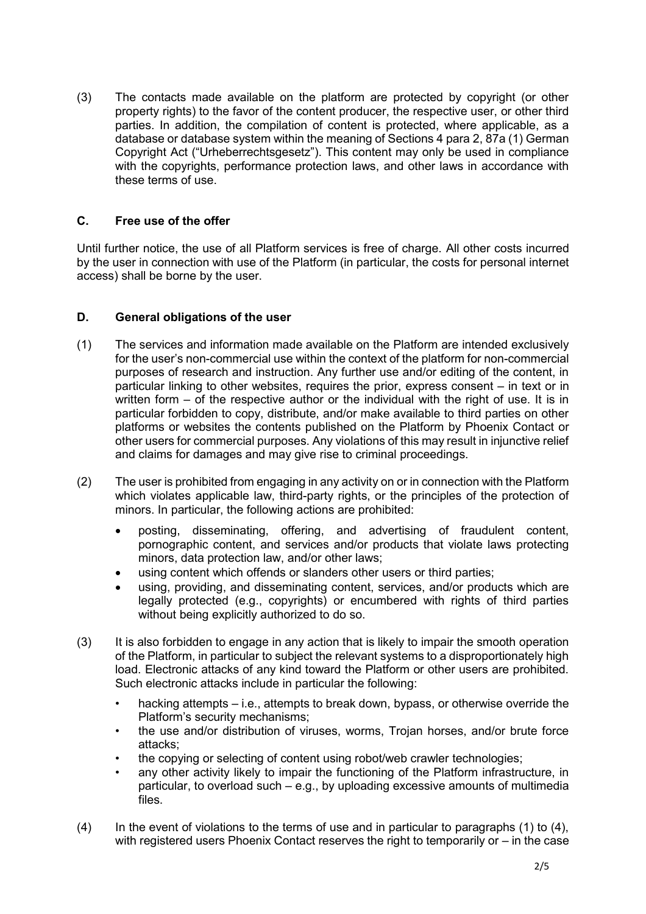(3) The contacts made available on the platform are protected by copyright (or other property rights) to the favor of the content producer, the respective user, or other third parties. In addition, the compilation of content is protected, where applicable, as a database or database system within the meaning of Sections 4 para 2, 87a (1) German Copyright Act ("Urheberrechtsgesetz"). This content may only be used in compliance with the copyrights, performance protection laws, and other laws in accordance with these terms of use.

## C. Free use of the offer

Until further notice, the use of all Platform services is free of charge. All other costs incurred by the user in connection with use of the Platform (in particular, the costs for personal internet access) shall be borne by the user.

## D. General obligations of the user

(1) The services and information made available on the Platform are intended exclusively for the user's non-commercial use within the context of the platform for non-commercial purposes of research and instruction. Any further use and/or editing of the content, in particular linking to other websites, requires the prior, express consent – in text or in written form – of the respective author or the individual with the right of use. It is in particular forbidden to copy, distribute, and/or make available to third parties on other platforms or websites the contents published on the Platform by Phoenix Contact or other users for commercial purposes. Any violations of this may result in injunctive relief and claims for damages and may give rise to criminal proceedings.

(2) The user is prohibited from engaging in any activity on or in connection with the Platform which violates applicable law, third-party rights, or the principles of the protection of minors. In particular, the following actions are prohibited:

- posting, disseminating, offering, and advertising of fraudulent content, pornographic content, and services and/or products that violate laws protecting minors, data protection law, and/or other laws;
- using content which offends or slanders other users or third parties;
- using, providing, and disseminating content, services, and/or products which are legally protected (e.g., copyrights) or encumbered with rights of third parties without being explicitly authorized to do so.

(3) It is also forbidden to engage in any action that is likely to impair the smooth operation of the Platform, in particular to subject the relevant systems to a disproportionately high load. Electronic attacks of any kind toward the Platform or other users are prohibited. Such electronic attacks include in particular the following:

- hacking attempts – i.e., attempts to break down, bypass, or otherwise override the Platform's security mechanisms;
- the use and/or distribution of viruses, worms, Trojan horses, and/or brute force attacks;
- the copying or selecting of content using robot/web crawler technologies;
- any other activity likely to impair the functioning of the Platform infrastructure, in particular, to overload such – e.g., by uploading excessive amounts of multimedia files.

(4) In the event of violations to the terms of use and in particular to paragraphs (1) to (4), with registered users Phoenix Contact reserves the right to temporarily or – in the case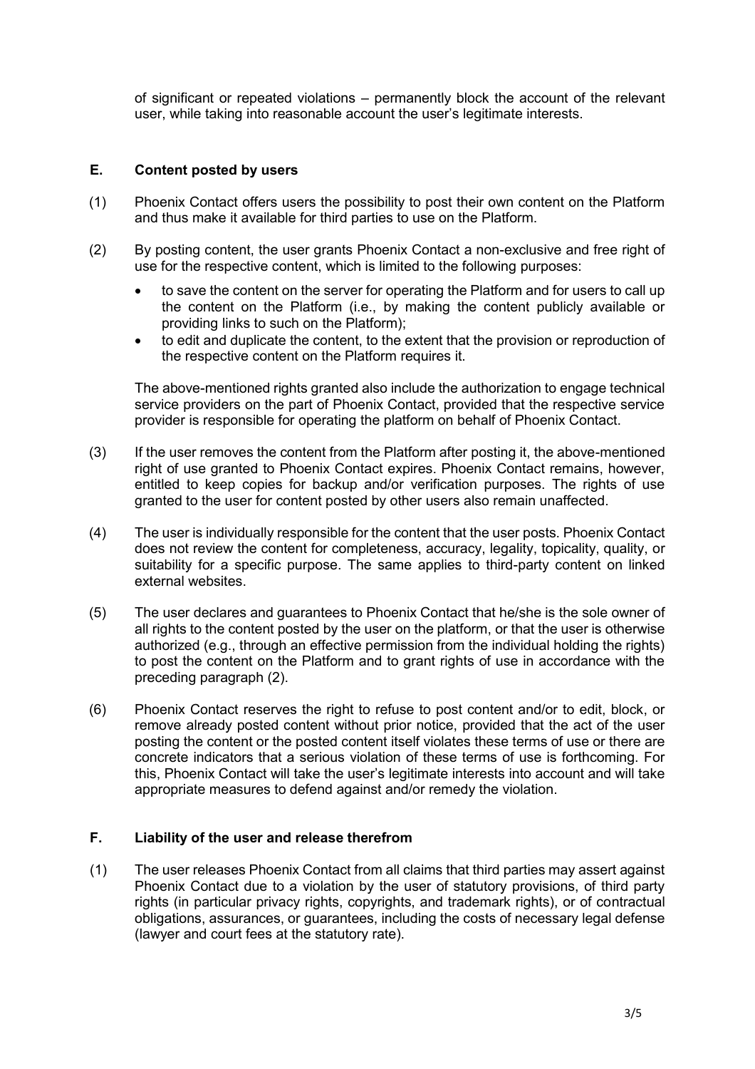of significant or repeated violations – permanently block the account of the relevant user, while taking into reasonable account the user's legitimate interests.

## E. Content posted by users

(1) Phoenix Contact offers users the possibility to post their own content on the Platform and thus make it available for third parties to use on the Platform.

(2) By posting content, the user grants Phoenix Contact a non-exclusive and free right of use for the respective content, which is limited to the following purposes:

- to save the content on the server for operating the Platform and for users to call up the content on the Platform (i.e., by making the content publicly available or providing links to such on the Platform);
- to edit and duplicate the content, to the extent that the provision or reproduction of the respective content on the Platform requires it.

The above-mentioned rights granted also include the authorization to engage technical service providers on the part of Phoenix Contact, provided that the respective service provider is responsible for operating the platform on behalf of Phoenix Contact.

(3) If the user removes the content from the Platform after posting it, the above-mentioned right of use granted to Phoenix Contact expires. Phoenix Contact remains, however, entitled to keep copies for backup and/or verification purposes. The rights of use granted to the user for content posted by other users also remain unaffected.

(4) The user is individually responsible for the content that the user posts. Phoenix Contact does not review the content for completeness, accuracy, legality, topicality, quality, or suitability for a specific purpose. The same applies to third-party content on linked external websites.

(5) The user declares and guarantees to Phoenix Contact that he/she is the sole owner of all rights to the content posted by the user on the platform, or that the user is otherwise authorized (e.g., through an effective permission from the individual holding the rights) to post the content on the Platform and to grant rights of use in accordance with the preceding paragraph (2).

(6) Phoenix Contact reserves the right to refuse to post content and/or to edit, block, or remove already posted content without prior notice, provided that the act of the user posting the content or the posted content itself violates these terms of use or there are concrete indicators that a serious violation of these terms of use is forthcoming. For this, Phoenix Contact will take the user's legitimate interests into account and will take appropriate measures to defend against and/or remedy the violation.

## F. Liability of the user and release therefrom

(1) The user releases Phoenix Contact from all claims that third parties may assert against Phoenix Contact due to a violation by the user of statutory provisions, of third party rights (in particular privacy rights, copyrights, and trademark rights), or of contractual obligations, assurances, or guarantees, including the costs of necessary legal defense (lawyer and court fees at the statutory rate).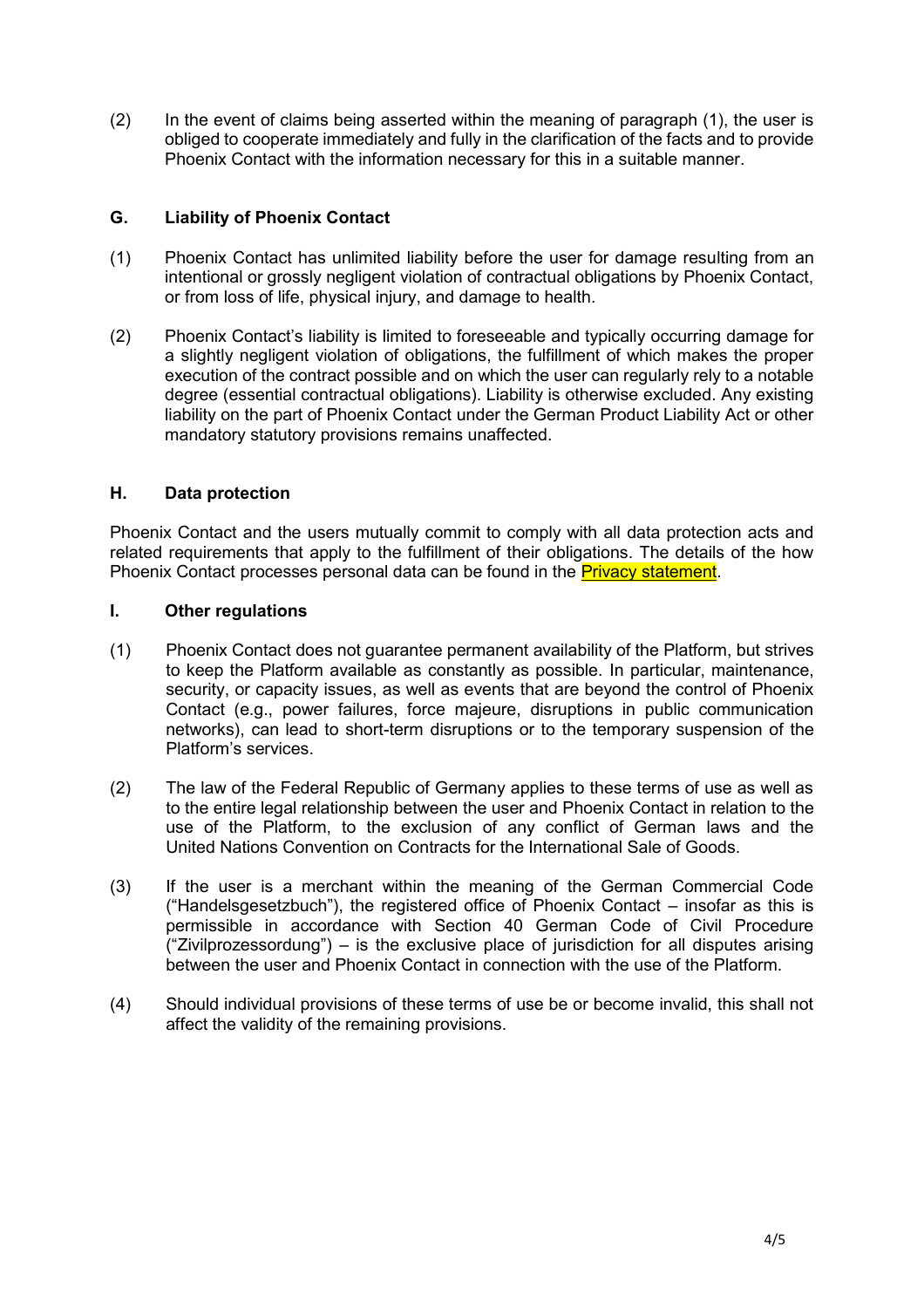(2) In the event of claims being asserted within the meaning of paragraph (1), the user is obliged to cooperate immediately and fully in the clarification of the facts and to provide Phoenix Contact with the information necessary for this in a suitable manner.

## G. Liability of Phoenix Contact

(1) Phoenix Contact has unlimited liability before the user for damage resulting from an intentional or grossly negligent violation of contractual obligations by Phoenix Contact, or from loss of life, physical injury, and damage to health.

(2) Phoenix Contact's liability is limited to foreseeable and typically occurring damage for a slightly negligent violation of obligations, the fulfillment of which makes the proper execution of the contract possible and on which the user can regularly rely to a notable degree (essential contractual obligations). Liability is otherwise excluded. Any existing liability on the part of Phoenix Contact under the German Product Liability Act or other mandatory statutory provisions remains unaffected.

## H. Data protection

Phoenix Contact and the users mutually commit to comply with all data protection acts and related requirements that apply to the fulfillment of their obligations. The details of the how Phoenix Contact processes personal data can be found in the Privacy statement.

## I. Other regulations

(1) Phoenix Contact does not guarantee permanent availability of the Platform, but strives to keep the Platform available as constantly as possible. In particular, maintenance, security, or capacity issues, as well as events that are beyond the control of Phoenix Contact (e.g., power failures, force majeure, disruptions in public communication networks), can lead to short-term disruptions or to the temporary suspension of the Platform's services.

(2) The law of the Federal Republic of Germany applies to these terms of use as well as to the entire legal relationship between the user and Phoenix Contact in relation to the use of the Platform, to the exclusion of any conflict of German laws and the United Nations Convention on Contracts for the International Sale of Goods.

(3) If the user is a merchant within the meaning of the German Commercial Code ("Handelsgesetzbuch"), the registered office of Phoenix Contact – insofar as this is permissible in accordance with Section 40 German Code of Civil Procedure ("Zivilprozessordung") – is the exclusive place of jurisdiction for all disputes arising between the user and Phoenix Contact in connection with the use of the Platform.

(4) Should individual provisions of these terms of use be or become invalid, this shall not affect the validity of the remaining provisions.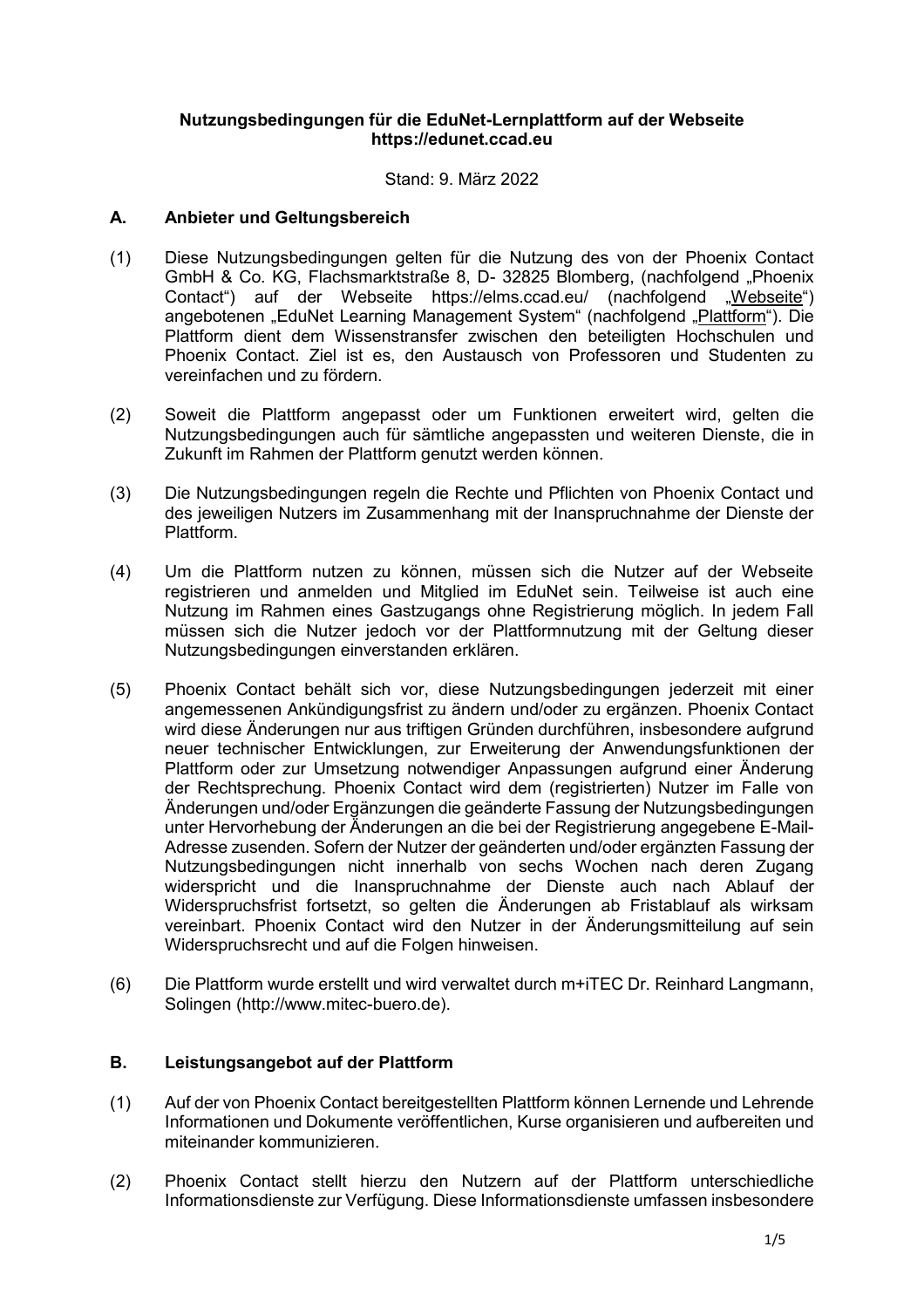**Nutzungsbedingungen für die EduNet-Lernplattform auf der Webseite https://edunet.ccad.eu**

Stand: 9. März 2022

## A. Anbieter und Geltungsbereich

(1) Diese Nutzungsbedingungen gelten für die Nutzung des von der Phoenix Contact GmbH & Co. KG, Flachsmarktstraße 8, D- 32825 Blomberg, (nachfolgend „Phoenix Contact") auf der Webseite https://elms.ccad.eu/ (nachfolgend „Webseite") angebotenen „EduNet Learning Management System" (nachfolgend „Plattform"). Die Plattform dient dem Wissenstransfer zwischen den beteiligten Hochschulen und Phoenix Contact. Ziel ist es, den Austausch von Professoren und Studenten zu vereinfachen und zu fördern.

(2) Soweit die Plattform angepasst oder um Funktionen erweitert wird, gelten die Nutzungsbedingungen auch für sämtliche angepassten und weiteren Dienste, die in Zukunft im Rahmen der Plattform genutzt werden können.

(3) Die Nutzungsbedingungen regeln die Rechte und Pflichten von Phoenix Contact und des jeweiligen Nutzers im Zusammenhang mit der Inanspruchnahme der Dienste der Plattform.

(4) Um die Plattform nutzen zu können, müssen sich die Nutzer auf der Webseite registrieren und anmelden und Mitglied im EduNet sein. Teilweise ist auch eine Nutzung im Rahmen eines Gastzugangs ohne Registrierung möglich. In jedem Fall müssen sich die Nutzer jedoch vor der Plattformnutzung mit der Geltung dieser Nutzungsbedingungen einverstanden erklären.

(5) Phoenix Contact behält sich vor, diese Nutzungsbedingungen jederzeit mit einer angemessenen Ankündigungsfrist zu ändern und/oder zu ergänzen. Phoenix Contact wird diese Änderungen nur aus triftigen Gründen durchführen, insbesondere aufgrund neuer technischer Entwicklungen, zur Erweiterung der Anwendungsfunktionen der Plattform oder zur Umsetzung notwendiger Anpassungen aufgrund einer Änderung der Rechtsprechung. Phoenix Contact wird dem (registrierten) Nutzer im Falle von Änderungen und/oder Ergänzungen die geänderte Fassung der Nutzungsbedingungen unter Hervorhebung der Änderungen an die bei der Registrierung angegebene E-Mail-Adresse zusenden. Sofern der Nutzer der geänderten und/oder ergänzten Fassung der Nutzungsbedingungen nicht innerhalb von sechs Wochen nach deren Zugang widerspricht und die Inanspruchnahme der Dienste auch nach Ablauf der Widerspruchsfrist fortsetzt, so gelten die Änderungen ab Fristablauf als wirksam vereinbart. Phoenix Contact wird den Nutzer in der Änderungsmitteilung auf sein Widerspruchsrecht und auf die Folgen hinweisen.

(6) Die Plattform wurde erstellt und wird verwaltet durch m+iTEC Dr. Reinhard Langmann, Solingen (http://www.mitec-buero.de).

## B. Leistungsangebot auf der Plattform

(1) Auf der von Phoenix Contact bereitgestellten Plattform können Lernende und Lehrende Informationen und Dokumente veröffentlichen, Kurse organisieren und aufbereiten und miteinander kommunizieren.

(2) Phoenix Contact stellt hierzu den Nutzern auf der Plattform unterschiedliche Informationsdienste zur Verfügung. Diese Informationsdienste umfassen insbesondere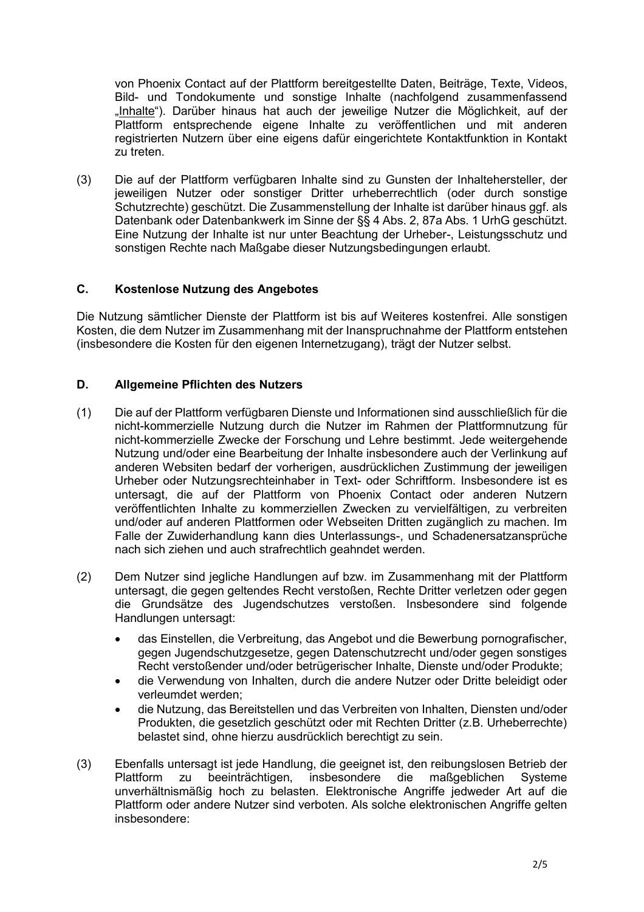von Phoenix Contact auf der Plattform bereitgestellte Daten, Beiträge, Texte, Videos, Bild- und Tondokumente und sonstige Inhalte (nachfolgend zusammenfassend „Inhalte“). Darüber hinaus hat auch der jeweilige Nutzer die Möglichkeit, auf der Plattform entsprechende eigene Inhalte zu veröffentlichen und mit anderen registrierten Nutzern über eine eigens dafür eingerichtete Kontaktfunktion in Kontakt zu treten.

(3) Die auf der Plattform verfügbaren Inhalte sind zu Gunsten der Inhaltehersteller, der jeweiligen Nutzer oder sonstiger Dritter urheberrechtlich (oder durch sonstige Schutzrechte) geschützt. Die Zusammenstellung der Inhalte ist darüber hinaus ggf. als Datenbank oder Datenbankwerk im Sinne der §§ 4 Abs. 2, 87a Abs. 1 UrhG geschützt. Eine Nutzung der Inhalte ist nur unter Beachtung der Urheber-, Leistungsschutz und sonstigen Rechte nach Maßgabe dieser Nutzungsbedingungen erlaubt.

## C. Kostenlose Nutzung des Angebotes

Die Nutzung sämtlicher Dienste der Plattform ist bis auf Weiteres kostenfrei. Alle sonstigen Kosten, die dem Nutzer im Zusammenhang mit der Inanspruchnahme der Plattform entstehen (insbesondere die Kosten für den eigenen Internetzugang), trägt der Nutzer selbst.

## D. Allgemeine Pflichten des Nutzers

(1) Die auf der Plattform verfügbaren Dienste und Informationen sind ausschließlich für die nicht-kommerzielle Nutzung durch die Nutzer im Rahmen der Plattformnutzung für nicht-kommerzielle Zwecke der Forschung und Lehre bestimmt. Jede weitergehende Nutzung und/oder eine Bearbeitung der Inhalte insbesondere auch der Verlinkung auf anderen Websiten bedarf der vorherigen, ausdrücklichen Zustimmung der jeweiligen Urheber oder Nutzungsrechteinhaber in Text- oder Schriftform. Insbesondere ist es untersagt, die auf der Plattform von Phoenix Contact oder anderen Nutzern veröffentlichten Inhalte zu kommerziellen Zwecken zu vervielfältigen, zu verbreiten und/oder auf anderen Plattformen oder Webseiten Dritten zugänglich zu machen. Im Falle der Zuwiderhandlung kann dies Unterlassungs-, und Schadenersatzansprüche nach sich ziehen und auch strafrechtlich geahndet werden.

(2) Dem Nutzer sind jegliche Handlungen auf bzw. im Zusammenhang mit der Plattform untersagt, die gegen geltendes Recht verstoßen, Rechte Dritter verletzen oder gegen die Grundsätze des Jugendschutzes verstoßen. Insbesondere sind folgende Handlungen untersagt:

- das Einstellen, die Verbreitung, das Angebot und die Bewerbung pornografischer, gegen Jugendschutzgesetze, gegen Datenschutzrecht und/oder gegen sonstiges Recht verstoßender und/oder betrügerischer Inhalte, Dienste und/oder Produkte;
- die Verwendung von Inhalten, durch die andere Nutzer oder Dritte beleidigt oder verleumdet werden;
- die Nutzung, das Bereitstellen und das Verbreiten von Inhalten, Diensten und/oder Produkten, die gesetzlich geschützt oder mit Rechten Dritter (z.B. Urheberrechte) belastet sind, ohne hierzu ausdrücklich berechtigt zu sein.

(3) Ebenfalls untersagt ist jede Handlung, die geeignet ist, den reibungslosen Betrieb der Plattform zu beeinträchtigen, insbesondere die maßgeblichen Systeme unverhältnismäßig hoch zu belasten. Elektronische Angriffe jedweder Art auf die Plattform oder andere Nutzer sind verboten. Als solche elektronischen Angriffe gelten insbesondere: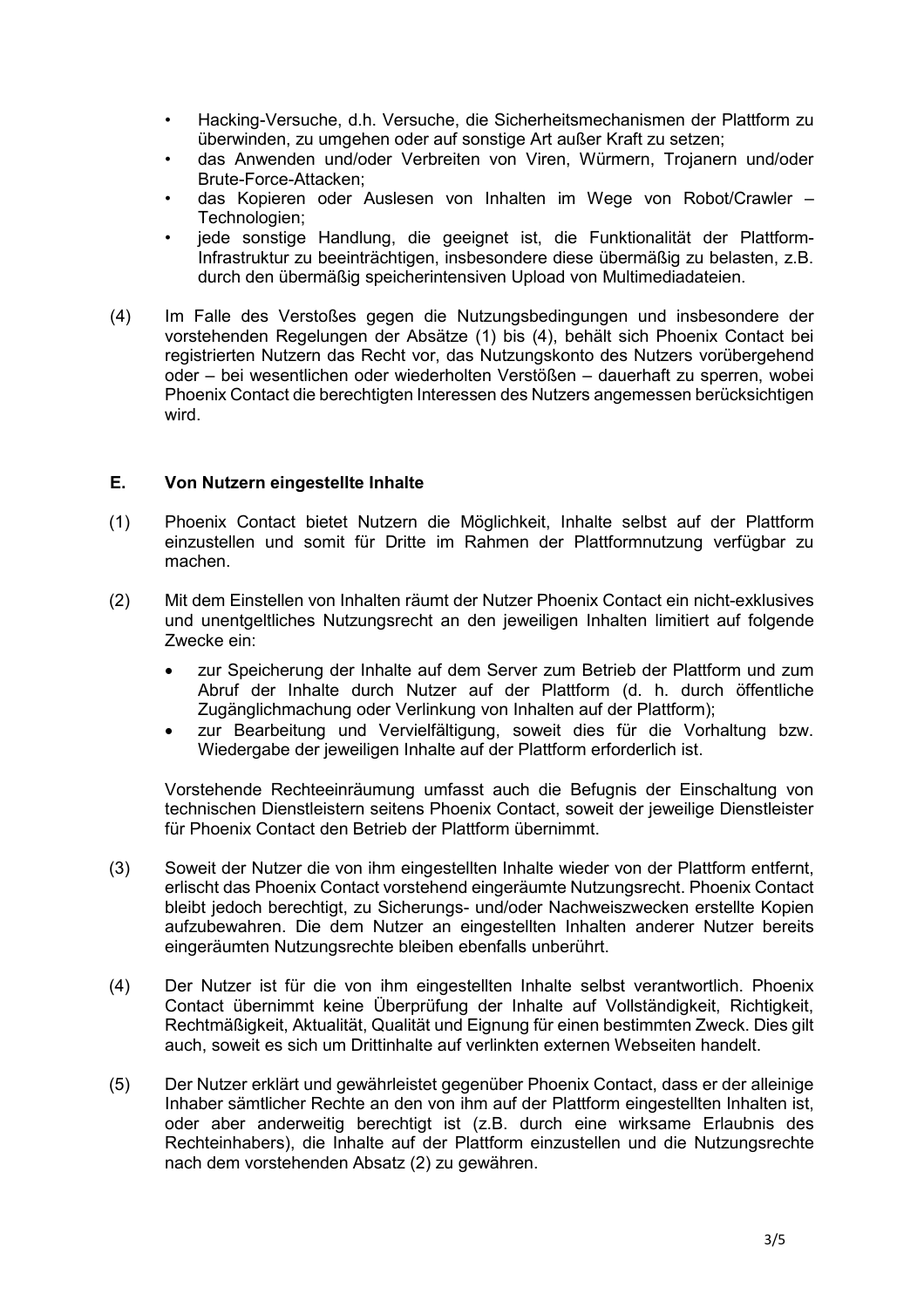- Hacking-Versuche, d.h. Versuche, die Sicherheitsmechanismen der Plattform zu überwinden, zu umgehen oder auf sonstige Art außer Kraft zu setzen;
- das Anwenden und/oder Verbreiten von Viren, Würmern, Trojanern und/oder Brute-Force-Attacken;
- das Kopieren oder Auslesen von Inhalten im Wege von Robot/Crawler – Technologien;
- jede sonstige Handlung, die geeignet ist, die Funktionalität der Plattform-Infrastruktur zu beeinträchtigen, insbesondere diese übermäßig zu belasten, z.B. durch den übermäßig speicherintensiven Upload von Multimediadateien.

(4) Im Falle des Verstoßes gegen die Nutzungsbedingungen und insbesondere der vorstehenden Regelungen der Absätze (1) bis (4), behält sich Phoenix Contact bei registrierten Nutzern das Recht vor, das Nutzungskonto des Nutzers vorübergehend oder – bei wesentlichen oder wiederholten Verstößen – dauerhaft zu sperren, wobei Phoenix Contact die berechtigten Interessen des Nutzers angemessen berücksichtigen wird.

## E. Von Nutzern eingestellte Inhalte

(1) Phoenix Contact bietet Nutzern die Möglichkeit, Inhalte selbst auf der Plattform einzustellen und somit für Dritte im Rahmen der Plattformnutzung verfügbar zu machen.

(2) Mit dem Einstellen von Inhalten räumt der Nutzer Phoenix Contact ein nicht-exklusives und unentgeltliches Nutzungsrecht an den jeweiligen Inhalten limitiert auf folgende Zwecke ein:

- zur Speicherung der Inhalte auf dem Server zum Betrieb der Plattform und zum Abruf der Inhalte durch Nutzer auf der Plattform (d. h. durch öffentliche Zugänglichmachung oder Verlinkung von Inhalten auf der Plattform);
- zur Bearbeitung und Vervielfältigung, soweit dies für die Vorhaltung bzw. Wiedergabe der jeweiligen Inhalte auf der Plattform erforderlich ist.

Vorstehende Rechteeinräumung umfasst auch die Befugnis der Einschaltung von technischen Dienstleistern seitens Phoenix Contact, soweit der jeweilige Dienstleister für Phoenix Contact den Betrieb der Plattform übernimmt.

(3) Soweit der Nutzer die von ihm eingestellten Inhalte wieder von der Plattform entfernt, erlischt das Phoenix Contact vorstehend eingeräumte Nutzungsrecht. Phoenix Contact bleibt jedoch berechtigt, zu Sicherungs- und/oder Nachweiszwecken erstellte Kopien aufzubewahren. Die dem Nutzer an eingestellten Inhalten anderer Nutzer bereits eingeräumten Nutzungsrechte bleiben ebenfalls unberührt.

(4) Der Nutzer ist für die von ihm eingestellten Inhalte selbst verantwortlich. Phoenix Contact übernimmt keine Überprüfung der Inhalte auf Vollständigkeit, Richtigkeit, Rechtmäßigkeit, Aktualität, Qualität und Eignung für einen bestimmten Zweck. Dies gilt auch, soweit es sich um Drittinhalte auf verlinkten externen Webseiten handelt.

(5) Der Nutzer erklärt und gewährleistet gegenüber Phoenix Contact, dass er der alleinige Inhaber sämtlicher Rechte an den von ihm auf der Plattform eingestellten Inhalten ist, oder aber anderweitig berechtigt ist (z.B. durch eine wirksame Erlaubnis des Rechteinhabers), die Inhalte auf der Plattform einzustellen und die Nutzungsrechte nach dem vorstehenden Absatz (2) zu gewähren.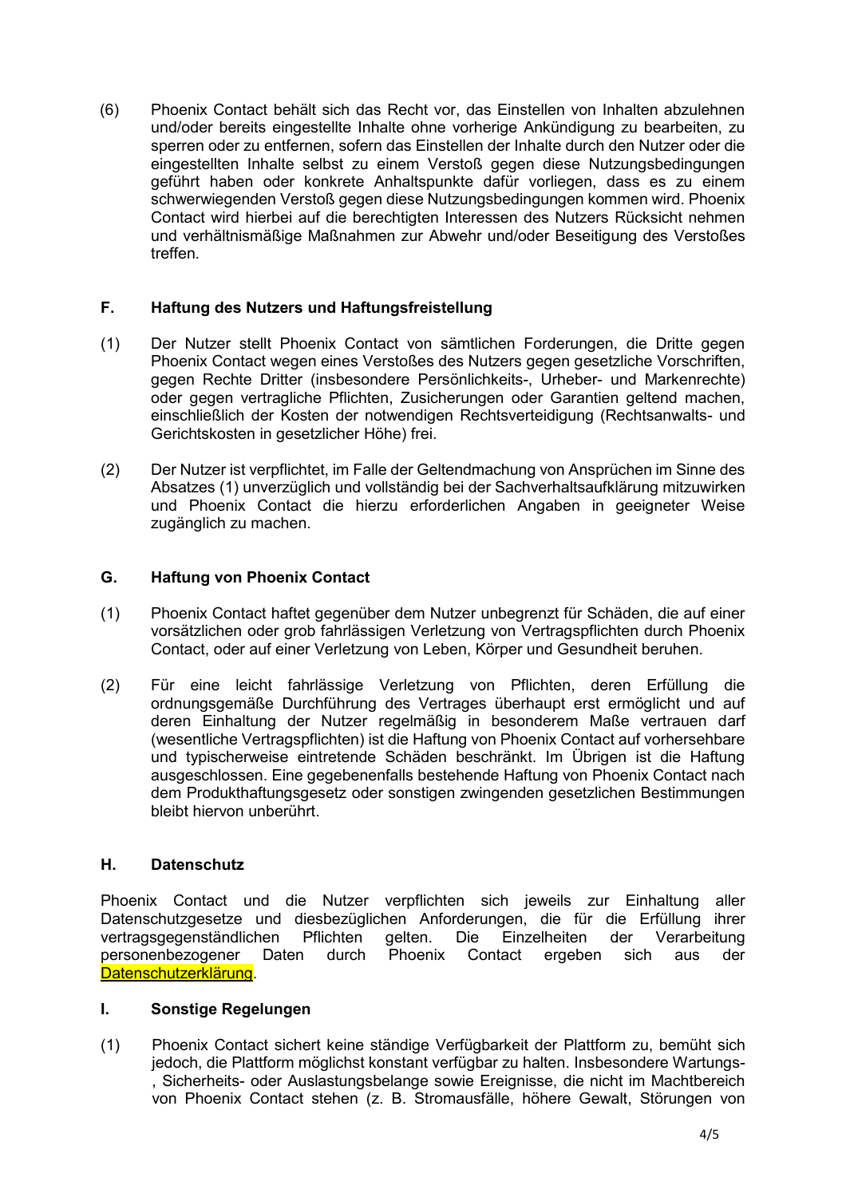(6) Phoenix Contact behält sich das Recht vor, das Einstellen von Inhalten abzulehnen und/oder bereits eingestellte Inhalte ohne vorherige Ankündigung zu bearbeiten, zu sperren oder zu entfernen, sofern das Einstellen der Inhalte durch den Nutzer oder die eingestellten Inhalte selbst zu einem Verstoß gegen diese Nutzungsbedingungen geführt haben oder konkrete Anhaltspunkte dafür vorliegen, dass es zu einem schwerwiegenden Verstoß gegen diese Nutzungsbedingungen kommen wird. Phoenix Contact wird hierbei auf die berechtigten Interessen des Nutzers Rücksicht nehmen und verhältnismäßige Maßnahmen zur Abwehr und/oder Beseitigung des Verstoßes treffen.

## F. Haftung des Nutzers und Haftungsfreistellung

(1) Der Nutzer stellt Phoenix Contact von sämtlichen Forderungen, die Dritte gegen Phoenix Contact wegen eines Verstoßes des Nutzers gegen gesetzliche Vorschriften, gegen Rechte Dritter (insbesondere Persönlichkeits-, Urheber- und Markenrechte) oder gegen vertragliche Pflichten, Zusicherungen oder Garantien geltend machen, einschließlich der Kosten der notwendigen Rechtsverteidigung (Rechtsanwalts- und Gerichtskosten in gesetzlicher Höhe) frei.

(2) Der Nutzer ist verpflichtet, im Falle der Geltendmachung von Ansprüchen im Sinne des Absatzes (1) unverzüglich und vollständig bei der Sachverhaltsaufklärung mitzuwirken und Phoenix Contact die hierzu erforderlichen Angaben in geeigneter Weise zugänglich zu machen.

## G. Haftung von Phoenix Contact

(1) Phoenix Contact haftet gegenüber dem Nutzer unbegrenzt für Schäden, die auf einer vorsätzlichen oder grob fahrlässigen Verletzung von Vertragspflichten durch Phoenix Contact, oder auf einer Verletzung von Leben, Körper und Gesundheit beruhen.

(2) Für eine leicht fahrlässige Verletzung von Pflichten, deren Erfüllung die ordnungsgemäße Durchführung des Vertrages überhaupt erst ermöglicht und auf deren Einhaltung der Nutzer regelmäßig in besonderem Maße vertrauen darf (wesentliche Vertragspflichten) ist die Haftung von Phoenix Contact auf vorhersehbare und typischerweise eintretende Schäden beschränkt. Im Übrigen ist die Haftung ausgeschlossen. Eine gegebenenfalls bestehende Haftung von Phoenix Contact nach dem Produkthaftungsgesetz oder sonstigen zwingenden gesetzlichen Bestimmungen bleibt hiervon unberührt.

## H. Datenschutz

Phoenix Contact und die Nutzer verpflichten sich jeweils zur Einhaltung aller Datenschutzgesetze und diesbezüglichen Anforderungen, die für die Erfüllung ihrer vertragsgegenständlichen Pflichten gelten. Die Einzelheiten der Verarbeitung personenbezogener Daten durch Phoenix Contact ergeben sich aus der Datenschutzerklärung.

## I. Sonstige Regelungen

(1) Phoenix Contact sichert keine ständige Verfügbarkeit der Plattform zu, bemüht sich jedoch, die Plattform möglichst konstant verfügbar zu halten. Insbesondere Wartungs-, Sicherheits- oder Auslastungsbelange sowie Ereignisse, die nicht im Machtbereich von Phoenix Contact stehen (z. B. Stromausfälle, höhere Gewalt, Störungen von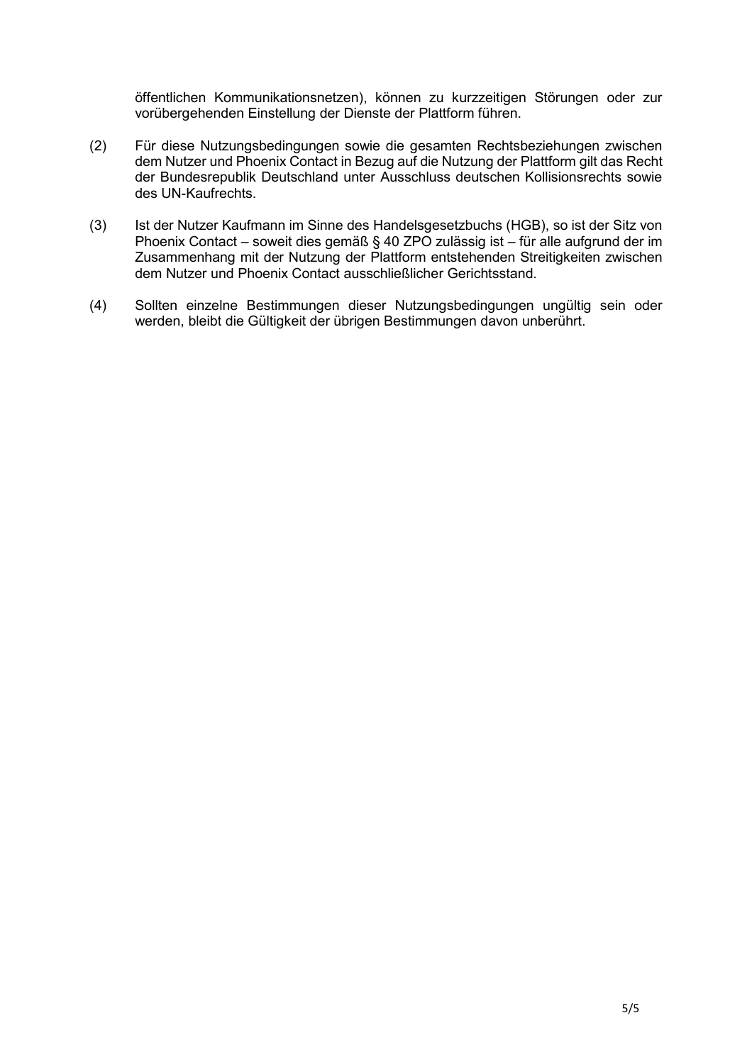öffentlichen Kommunikationsnetzen), können zu kurzzeitigen Störungen oder zur vorübergehenden Einstellung der Dienste der Plattform führen.

(2) Für diese Nutzungsbedingungen sowie die gesamten Rechtsbeziehungen zwischen dem Nutzer und Phoenix Contact in Bezug auf die Nutzung der Plattform gilt das Recht der Bundesrepublik Deutschland unter Ausschluss deutschen Kollisionsrechts sowie des UN-Kaufrechts.

(3) Ist der Nutzer Kaufmann im Sinne des Handelsgesetzbuchs (HGB), so ist der Sitz von Phoenix Contact – soweit dies gemäß § 40 ZPO zulässig ist – für alle aufgrund der im Zusammenhang mit der Nutzung der Plattform entstehenden Streitigkeiten zwischen dem Nutzer und Phoenix Contact ausschließlicher Gerichtsstand.

(4) Sollten einzelne Bestimmungen dieser Nutzungsbedingungen ungültig sein oder werden, bleibt die Gültigkeit der übrigen Bestimmungen davon unberührt.